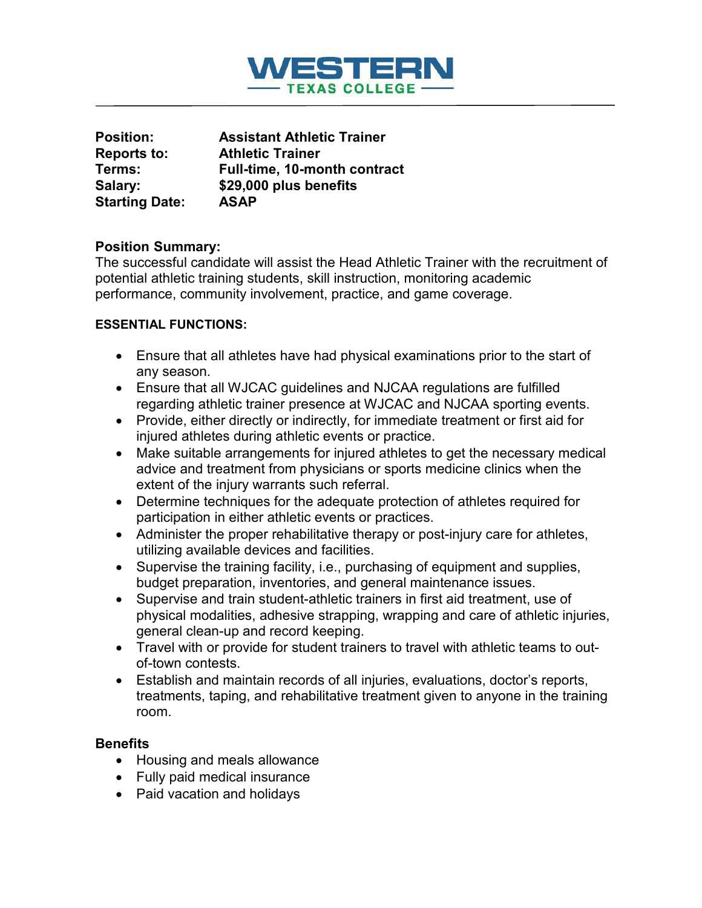# WESTERN

## TEXAS COLLEGE

---

**Position:** **Assistant Athletic Trainer**
**Reports to:** **Athletic Trainer**
**Terms:** **Full-time, 10-month contract**
**Salary:** **$29,000 plus benefits**
**Starting Date:** **ASAP**

**Position Summary:**
The successful candidate will assist the Head Athletic Trainer with the recruitment of potential athletic training students, skill instruction, monitoring academic performance, community involvement, practice, and game coverage.

**ESSENTIAL FUNCTIONS:**

- Ensure that all athletes have had physical examinations prior to the start of any season.
- Ensure that all WJCAC guidelines and NJCAA regulations are fulfilled regarding athletic trainer presence at WJCAC and NJCAA sporting events.
- Provide, either directly or indirectly, for immediate treatment or first aid for injured athletes during athletic events or practice.
- Make suitable arrangements for injured athletes to get the necessary medical advice and treatment from physicians or sports medicine clinics when the extent of the injury warrants such referral.
- Determine techniques for the adequate protection of athletes required for participation in either athletic events or practices.
- Administer the proper rehabilitative therapy or post-injury care for athletes, utilizing available devices and facilities.
- Supervise the training facility, i.e., purchasing of equipment and supplies, budget preparation, inventories, and general maintenance issues.
- Supervise and train student-athletic trainers in first aid treatment, use of physical modalities, adhesive strapping, wrapping and care of athletic injuries, general clean-up and record keeping.
- Travel with or provide for student trainers to travel with athletic teams to out-of-town contests.
- Establish and maintain records of all injuries, evaluations, doctor's reports, treatments, taping, and rehabilitative treatment given to anyone in the training room.

**Benefits**

- Housing and meals allowance
- Fully paid medical insurance
- Paid vacation and holidays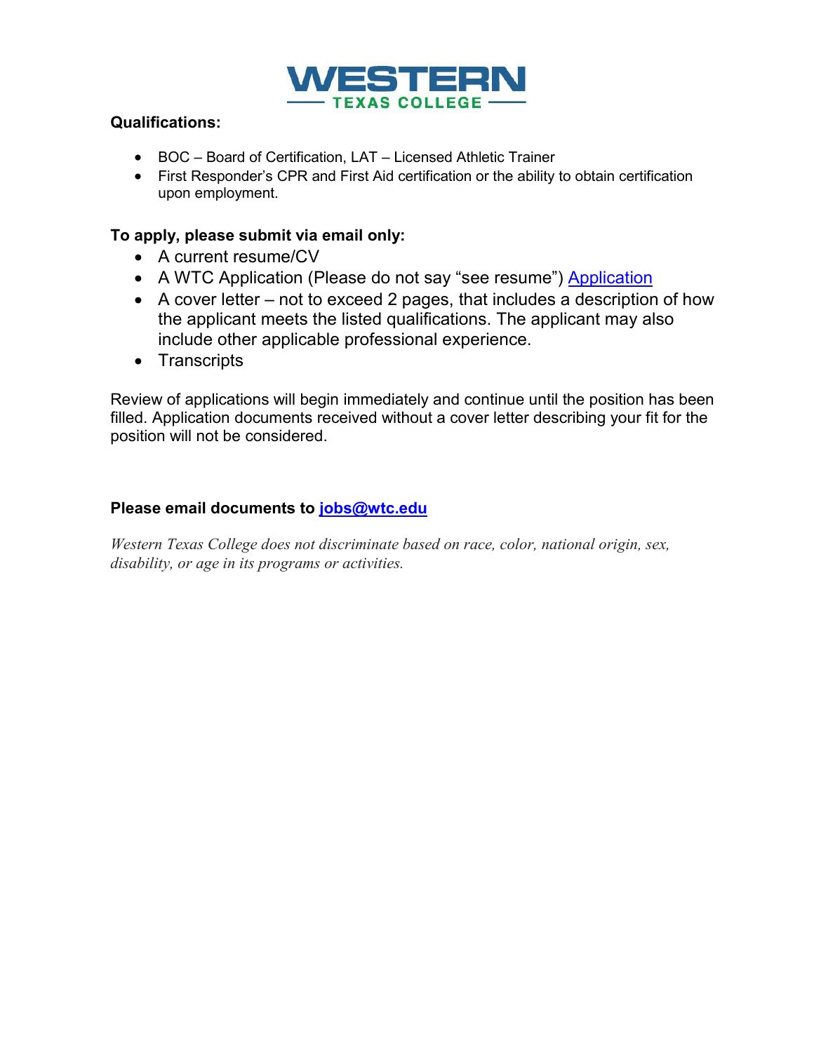**Qualifications:**

- BOC – Board of Certification, LAT – Licensed Athletic Trainer
- First Responder's CPR and First Aid certification or the ability to obtain certification upon employment.

**To apply, please submit via email only:**

- A current resume/CV
- A WTC Application (Please do not say "see resume") Application
- A cover letter – not to exceed 2 pages, that includes a description of how the applicant meets the listed qualifications. The applicant may also include other applicable professional experience.
- Transcripts

Review of applications will begin immediately and continue until the position has been filled. Application documents received without a cover letter describing your fit for the position will not be considered.

**Please email documents to jobs@wtc.edu**

*Western Texas College does not discriminate based on race, color, national origin, sex, disability, or age in its programs or activities.*